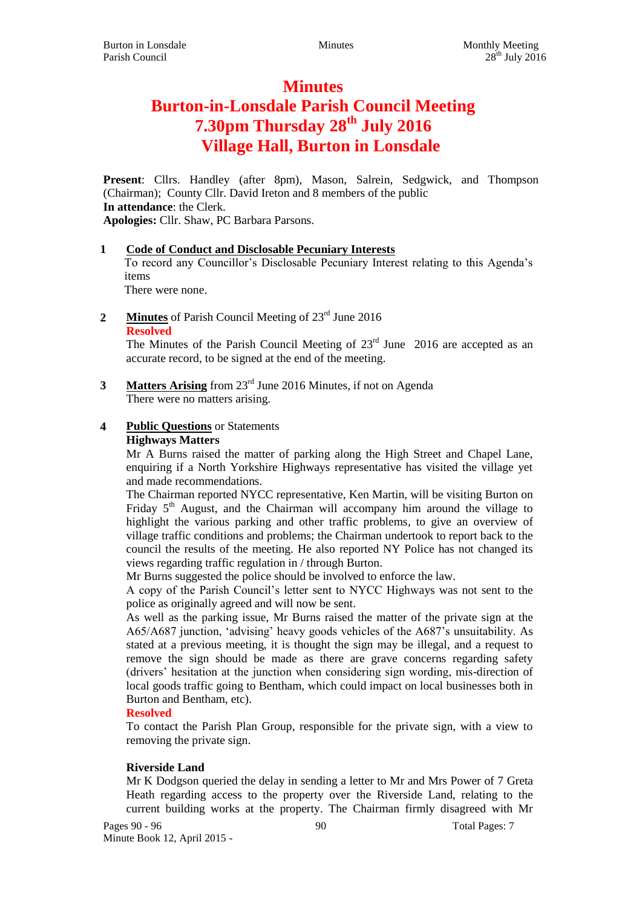# Minutes

# Burton-in-Lonsdale Parish Council Meeting

# 7.30pm Thursday 28th July 2016

# Village Hall, Burton in Lonsdale

**Present**: Cllrs. Handley (after 8pm), Mason, Salrein, Sedgwick, and Thompson (Chairman); County Cllr. David Ireton and 8 members of the public
**In attendance**: the Clerk.
**Apologies:** Cllr. Shaw, PC Barbara Parsons.

**1 Code of Conduct and Disclosable Pecuniary Interests**

To record any Councillor's Disclosable Pecuniary Interest relating to this Agenda's items

There were none.

**2 Minutes** of Parish Council Meeting of 23rd June 2016

**Resolved**

The Minutes of the Parish Council Meeting of 23rd June 2016 are accepted as an accurate record, to be signed at the end of the meeting.

**3 Matters Arising** from 23rd June 2016 Minutes, if not on Agenda

There were no matters arising.

**4 Public Questions** or Statements

**Highways Matters**

Mr A Burns raised the matter of parking along the High Street and Chapel Lane, enquiring if a North Yorkshire Highways representative has visited the village yet and made recommendations.

The Chairman reported NYCC representative, Ken Martin, will be visiting Burton on Friday 5th August, and the Chairman will accompany him around the village to highlight the various parking and other traffic problems, to give an overview of village traffic conditions and problems; the Chairman undertook to report back to the council the results of the meeting. He also reported NY Police has not changed its views regarding traffic regulation in / through Burton.

Mr Burns suggested the police should be involved to enforce the law.

A copy of the Parish Council's letter sent to NYCC Highways was not sent to the police as originally agreed and will now be sent.

As well as the parking issue, Mr Burns raised the matter of the private sign at the A65/A687 junction, 'advising' heavy goods vehicles of the A687's unsuitability. As stated at a previous meeting, it is thought the sign may be illegal, and a request to remove the sign should be made as there are grave concerns regarding safety (drivers' hesitation at the junction when considering sign wording, mis-direction of local goods traffic going to Bentham, which could impact on local businesses both in Burton and Bentham, etc).

**Resolved**

To contact the Parish Plan Group, responsible for the private sign, with a view to removing the private sign.

**Riverside Land**

Mr K Dodgson queried the delay in sending a letter to Mr and Mrs Power of 7 Greta Heath regarding access to the property over the Riverside Land, relating to the current building works at the property. The Chairman firmly disagreed with Mr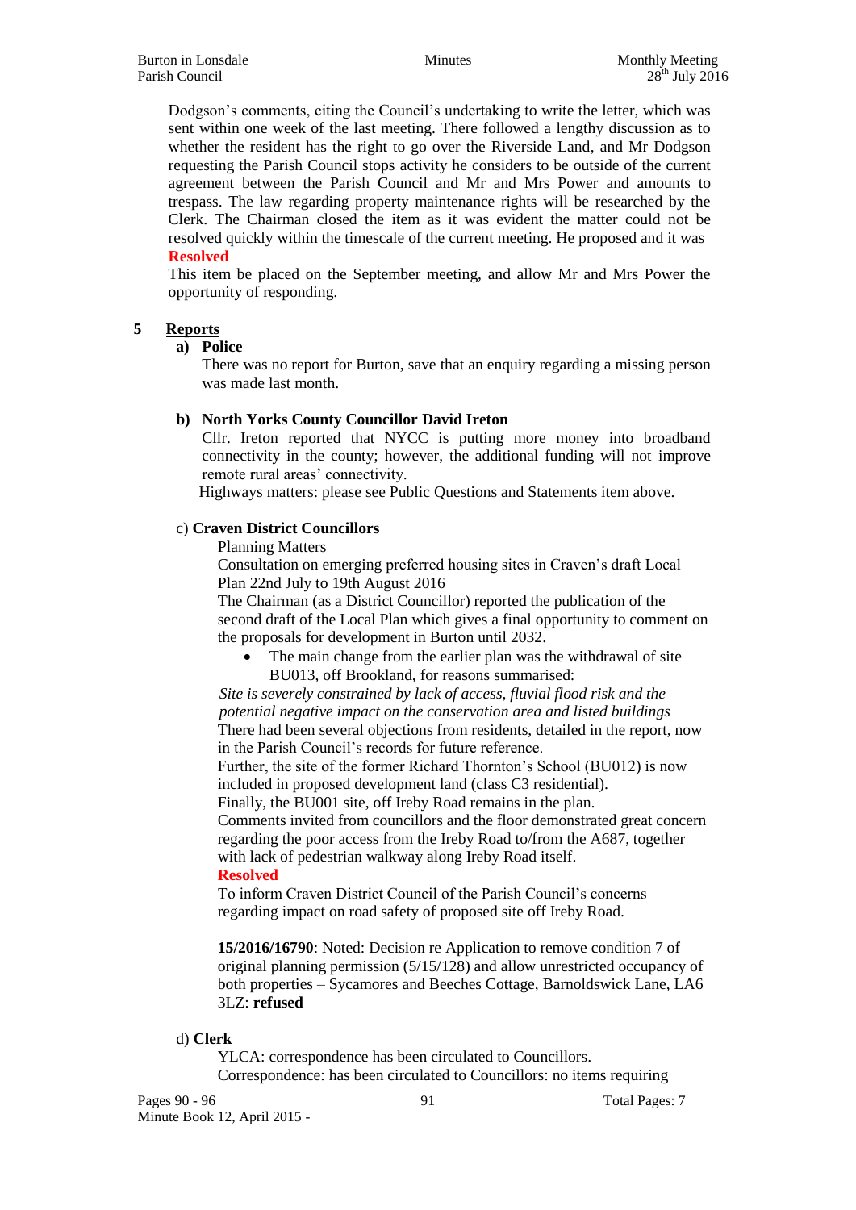Dodgson's comments, citing the Council's undertaking to write the letter, which was sent within one week of the last meeting. There followed a lengthy discussion as to whether the resident has the right to go over the Riverside Land, and Mr Dodgson requesting the Parish Council stops activity he considers to be outside of the current agreement between the Parish Council and Mr and Mrs Power and amounts to trespass. The law regarding property maintenance rights will be researched by the Clerk. The Chairman closed the item as it was evident the matter could not be resolved quickly within the timescale of the current meeting. He proposed and it was

**Resolved**

This item be placed on the September meeting, and allow Mr and Mrs Power the opportunity of responding.

## 5 Reports

### a) Police

There was no report for Burton, save that an enquiry regarding a missing person was made last month.

### b) North Yorks County Councillor David Ireton

Cllr. Ireton reported that NYCC is putting more money into broadband connectivity in the county; however, the additional funding will not improve remote rural areas' connectivity.

Highways matters: please see Public Questions and Statements item above.

### c) Craven District Councillors

Planning Matters

Consultation on emerging preferred housing sites in Craven's draft Local Plan 22nd July to 19th August 2016

The Chairman (as a District Councillor) reported the publication of the second draft of the Local Plan which gives a final opportunity to comment on the proposals for development in Burton until 2032.

- The main change from the earlier plan was the withdrawal of site BU013, off Brookland, for reasons summarised:

*Site is severely constrained by lack of access, fluvial flood risk and the potential negative impact on the conservation area and listed buildings*

There had been several objections from residents, detailed in the report, now in the Parish Council's records for future reference.

Further, the site of the former Richard Thornton's School (BU012) is now included in proposed development land (class C3 residential).

Finally, the BU001 site, off Ireby Road remains in the plan.

Comments invited from councillors and the floor demonstrated great concern regarding the poor access from the Ireby Road to/from the A687, together with lack of pedestrian walkway along Ireby Road itself.

**Resolved**

To inform Craven District Council of the Parish Council's concerns regarding impact on road safety of proposed site off Ireby Road.

**15/2016/16790**: Noted: Decision re Application to remove condition 7 of original planning permission (5/15/128) and allow unrestricted occupancy of both properties – Sycamores and Beeches Cottage, Barnoldswick Lane, LA6 3LZ: **refused**

### d) Clerk

YLCA: correspondence has been circulated to Councillors.

Correspondence: has been circulated to Councillors: no items requiring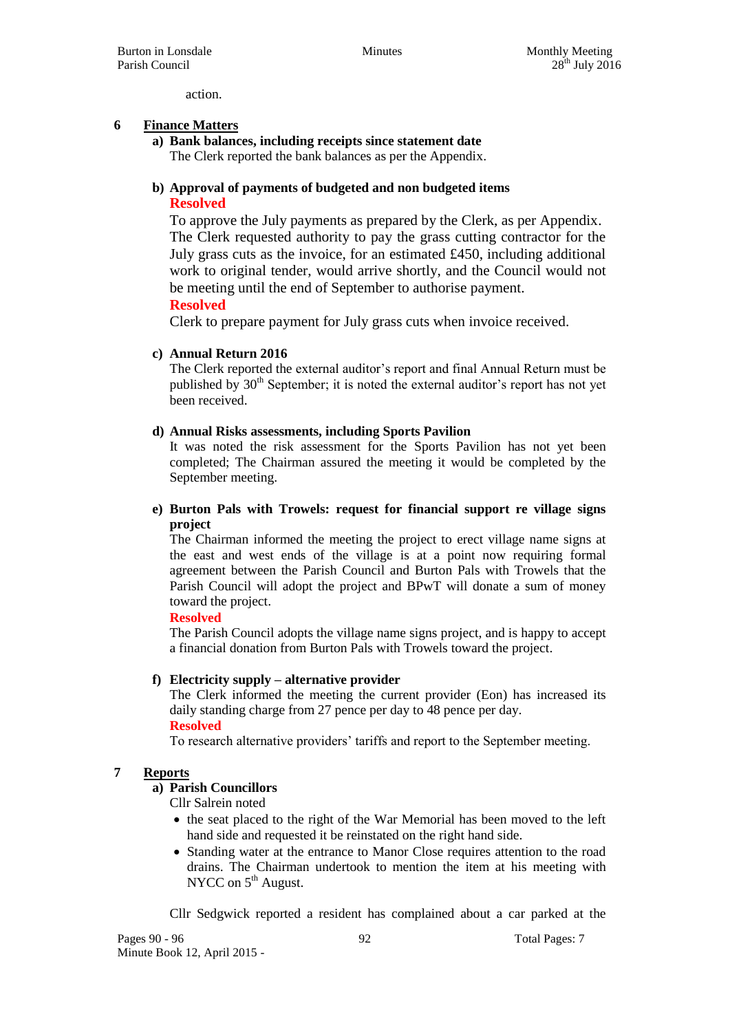action.

## 6 Finance Matters

### a) Bank balances, including receipts since statement date

The Clerk reported the bank balances as per the Appendix.

### b) Approval of payments of budgeted and non budgeted items

**Resolved**

To approve the July payments as prepared by the Clerk, as per Appendix. The Clerk requested authority to pay the grass cutting contractor for the July grass cuts as the invoice, for an estimated £450, including additional work to original tender, would arrive shortly, and the Council would not be meeting until the end of September to authorise payment.

**Resolved**

Clerk to prepare payment for July grass cuts when invoice received.

### c) Annual Return 2016

The Clerk reported the external auditor's report and final Annual Return must be published by 30th September; it is noted the external auditor's report has not yet been received.

### d) Annual Risks assessments, including Sports Pavilion

It was noted the risk assessment for the Sports Pavilion has not yet been completed; The Chairman assured the meeting it would be completed by the September meeting.

### e) Burton Pals with Trowels: request for financial support re village signs project

The Chairman informed the meeting the project to erect village name signs at the east and west ends of the village is at a point now requiring formal agreement between the Parish Council and Burton Pals with Trowels that the Parish Council will adopt the project and BPwT will donate a sum of money toward the project.

**Resolved**

The Parish Council adopts the village name signs project, and is happy to accept a financial donation from Burton Pals with Trowels toward the project.

### f) Electricity supply – alternative provider

The Clerk informed the meeting the current provider (Eon) has increased its daily standing charge from 27 pence per day to 48 pence per day.

**Resolved**

To research alternative providers' tariffs and report to the September meeting.

## 7 Reports

### a) Parish Councillors

Cllr Salrein noted

- the seat placed to the right of the War Memorial has been moved to the left hand side and requested it be reinstated on the right hand side.
- Standing water at the entrance to Manor Close requires attention to the road drains. The Chairman undertook to mention the item at his meeting with NYCC on 5th August.

Cllr Sedgwick reported a resident has complained about a car parked at the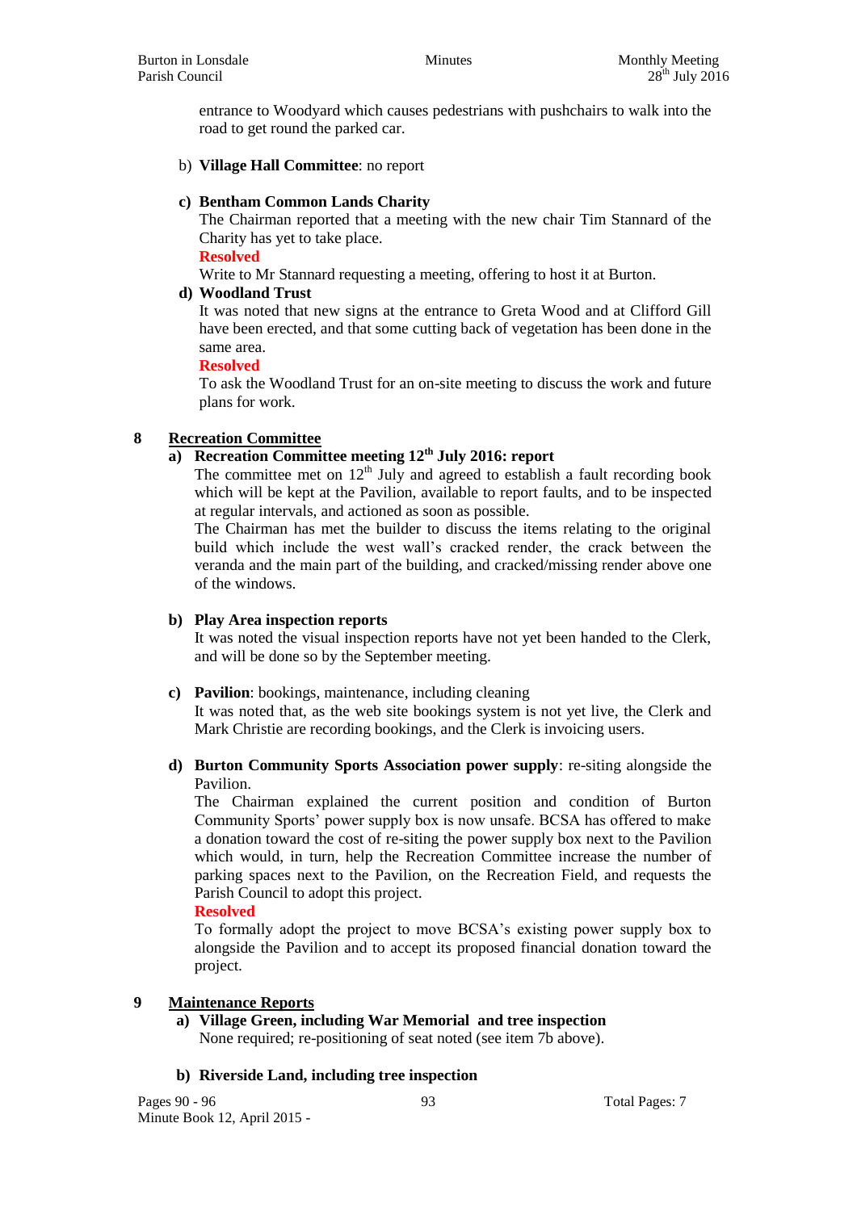entrance to Woodyard which causes pedestrians with pushchairs to walk into the road to get round the parked car.

b) **Village Hall Committee**: no report

c) **Bentham Common Lands Charity**

The Chairman reported that a meeting with the new chair Tim Stannard of the Charity has yet to take place.

**Resolved**

Write to Mr Stannard requesting a meeting, offering to host it at Burton.

d) **Woodland Trust**

It was noted that new signs at the entrance to Greta Wood and at Clifford Gill have been erected, and that some cutting back of vegetation has been done in the same area.

**Resolved**

To ask the Woodland Trust for an on-site meeting to discuss the work and future plans for work.

## 8 Recreation Committee

a) **Recreation Committee meeting 12th July 2016: report**

The committee met on 12th July and agreed to establish a fault recording book which will be kept at the Pavilion, available to report faults, and to be inspected at regular intervals, and actioned as soon as possible.

The Chairman has met the builder to discuss the items relating to the original build which include the west wall's cracked render, the crack between the veranda and the main part of the building, and cracked/missing render above one of the windows.

b) **Play Area inspection reports**

It was noted the visual inspection reports have not yet been handed to the Clerk, and will be done so by the September meeting.

c) **Pavilion**: bookings, maintenance, including cleaning

It was noted that, as the web site bookings system is not yet live, the Clerk and Mark Christie are recording bookings, and the Clerk is invoicing users.

d) **Burton Community Sports Association power supply**: re-siting alongside the Pavilion.

The Chairman explained the current position and condition of Burton Community Sports' power supply box is now unsafe. BCSA has offered to make a donation toward the cost of re-siting the power supply box next to the Pavilion which would, in turn, help the Recreation Committee increase the number of parking spaces next to the Pavilion, on the Recreation Field, and requests the Parish Council to adopt this project.

**Resolved**

To formally adopt the project to move BCSA's existing power supply box to alongside the Pavilion and to accept its proposed financial donation toward the project.

## 9 Maintenance Reports

a) **Village Green, including War Memorial and tree inspection**

None required; re-positioning of seat noted (see item 7b above).

b) **Riverside Land, including tree inspection**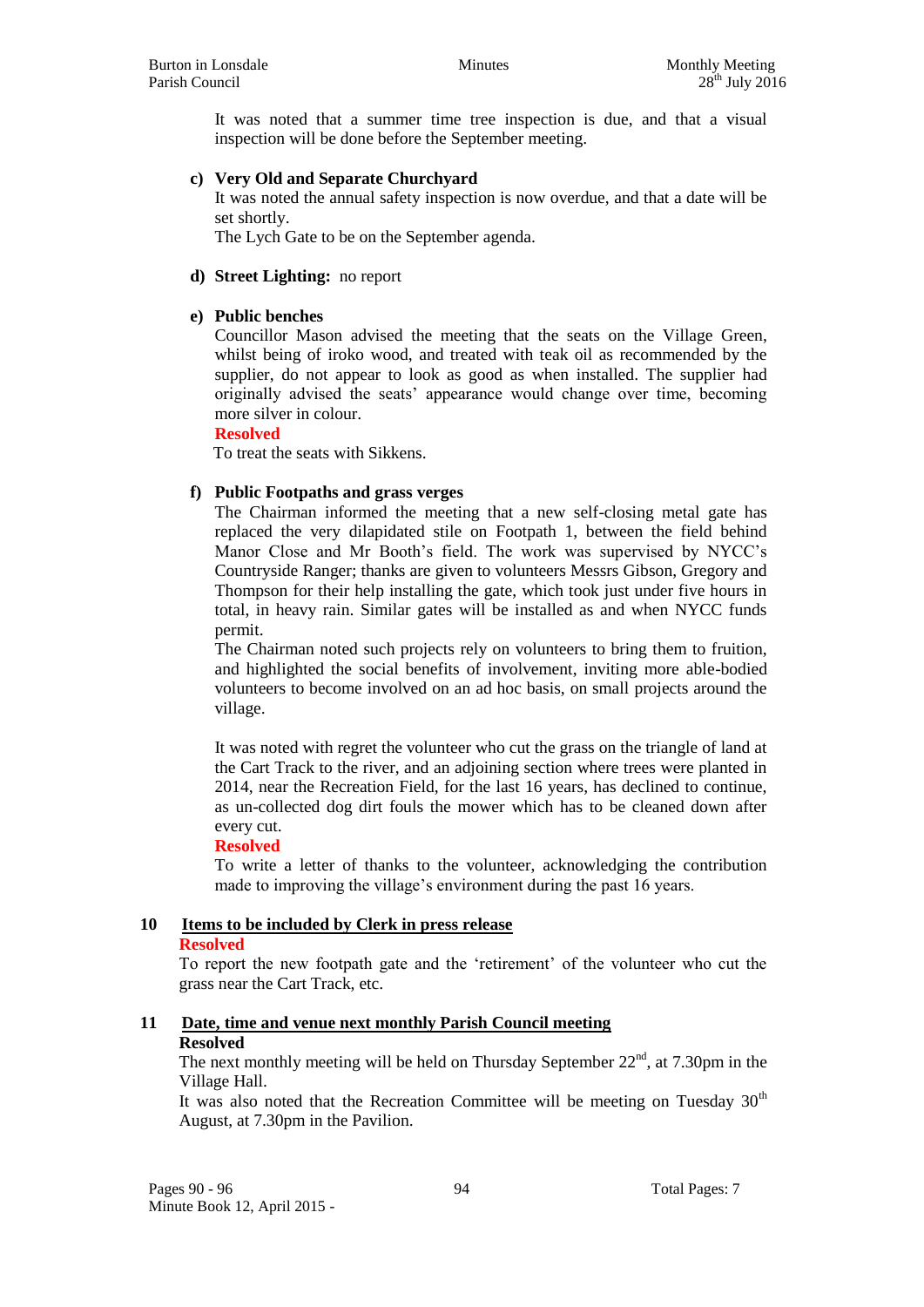It was noted that a summer time tree inspection is due, and that a visual inspection will be done before the September meeting.

**c) Very Old and Separate Churchyard**

It was noted the annual safety inspection is now overdue, and that a date will be set shortly.

The Lych Gate to be on the September agenda.

**d) Street Lighting:** no report

**e) Public benches**

Councillor Mason advised the meeting that the seats on the Village Green, whilst being of iroko wood, and treated with teak oil as recommended by the supplier, do not appear to look as good as when installed. The supplier had originally advised the seats' appearance would change over time, becoming more silver in colour.

**Resolved**

To treat the seats with Sikkens.

**f) Public Footpaths and grass verges**

The Chairman informed the meeting that a new self-closing metal gate has replaced the very dilapidated stile on Footpath 1, between the field behind Manor Close and Mr Booth's field. The work was supervised by NYCC's Countryside Ranger; thanks are given to volunteers Messrs Gibson, Gregory and Thompson for their help installing the gate, which took just under five hours in total, in heavy rain. Similar gates will be installed as and when NYCC funds permit.

The Chairman noted such projects rely on volunteers to bring them to fruition, and highlighted the social benefits of involvement, inviting more able-bodied volunteers to become involved on an ad hoc basis, on small projects around the village.

It was noted with regret the volunteer who cut the grass on the triangle of land at the Cart Track to the river, and an adjoining section where trees were planted in 2014, near the Recreation Field, for the last 16 years, has declined to continue, as un-collected dog dirt fouls the mower which has to be cleaned down after every cut.

**Resolved**

To write a letter of thanks to the volunteer, acknowledging the contribution made to improving the village's environment during the past 16 years.

## 10 Items to be included by Clerk in press release

**Resolved**

To report the new footpath gate and the 'retirement' of the volunteer who cut the grass near the Cart Track, etc.

## 11 Date, time and venue next monthly Parish Council meeting

**Resolved**

The next monthly meeting will be held on Thursday September 22nd, at 7.30pm in the Village Hall.

It was also noted that the Recreation Committee will be meeting on Tuesday 30th August, at 7.30pm in the Pavilion.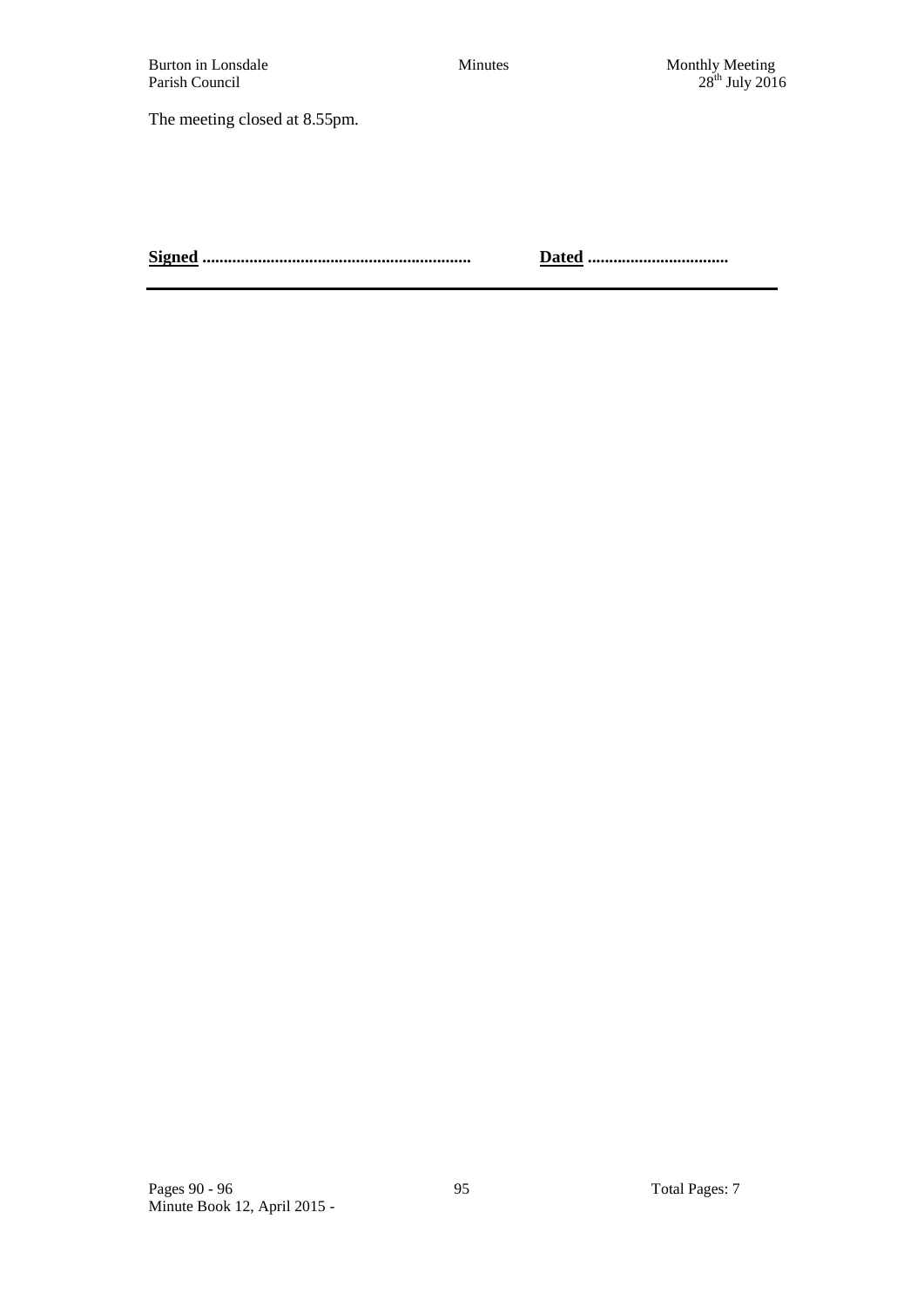The meeting closed at 8.55pm.

**Signed** .............................................................. **Dated** .................................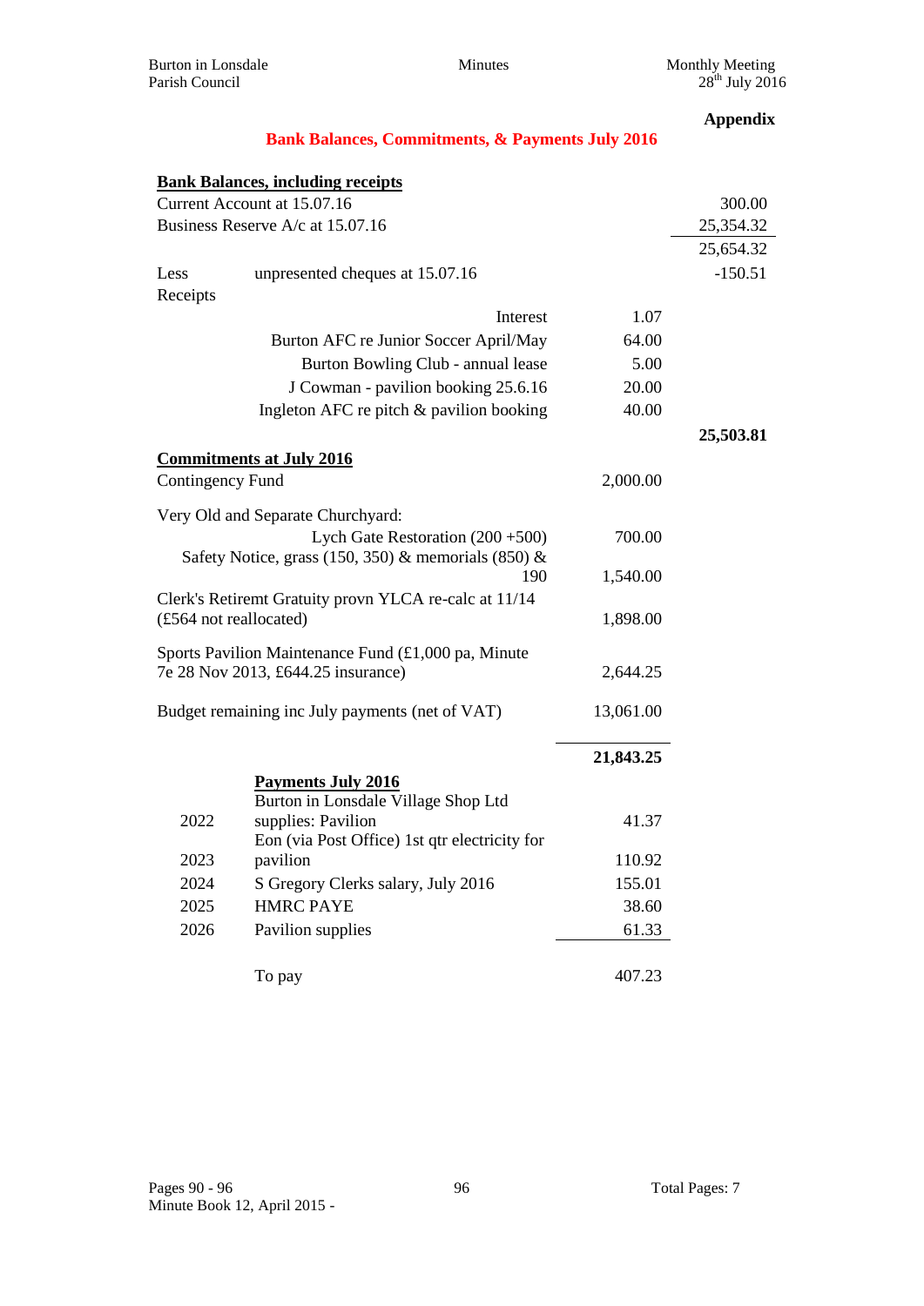**Appendix**

## Bank Balances, Commitments, & Payments July 2016

| | | | |
|---|---|---|---|
| **Bank Balances, including receipts** | | | |
| Current Account at 15.07.16 | | | 300.00 |
| Business Reserve A/c at 15.07.16 | | | 25,354.32 |
| | | | 25,654.32 |
| Less | unpresented cheques at 15.07.16 | | -150.51 |
| Receipts | | | |
| | Interest | 1.07 | |
| | Burton AFC re Junior Soccer April/May | 64.00 | |
| | Burton Bowling Club - annual lease | 5.00 | |
| | J Cowman - pavilion booking 25.6.16 | 20.00 | |
| | Ingleton AFC re pitch & pavilion booking | 40.00 | |
| | | | **25,503.81** |
| **Commitments at July 2016** | | | |
| Contingency Fund | | 2,000.00 | |
| Very Old and Separate Churchyard: | | | |
| | Lych Gate Restoration (200 +500) | 700.00 | |
| | Safety Notice, grass (150, 350) & memorials (850) & 190 | 1,540.00 | |
| Clerk's Retiremt Gratuity provn YLCA re-calc at 11/14 (£564 not reallocated) | | 1,898.00 | |
| Sports Pavilion Maintenance Fund (£1,000 pa, Minute 7e 28 Nov 2013, £644.25 insurance) | | 2,644.25 | |
| Budget remaining inc July payments (net of VAT) | | 13,061.00 | |
| | | **21,843.25** | |
| | **Payments July 2016** | | |
| 2022 | Burton in Lonsdale Village Shop Ltd supplies: Pavilion | 41.37 | |
| 2023 | Eon (via Post Office) 1st qtr electricity for pavilion | 110.92 | |
| 2024 | S Gregory Clerks salary, July 2016 | 155.01 | |
| 2025 | HMRC PAYE | 38.60 | |
| 2026 | Pavilion supplies | 61.33 | |
| | To pay | 407.23 | |

Pages 90 - 96

Minute Book 12, April 2015 -